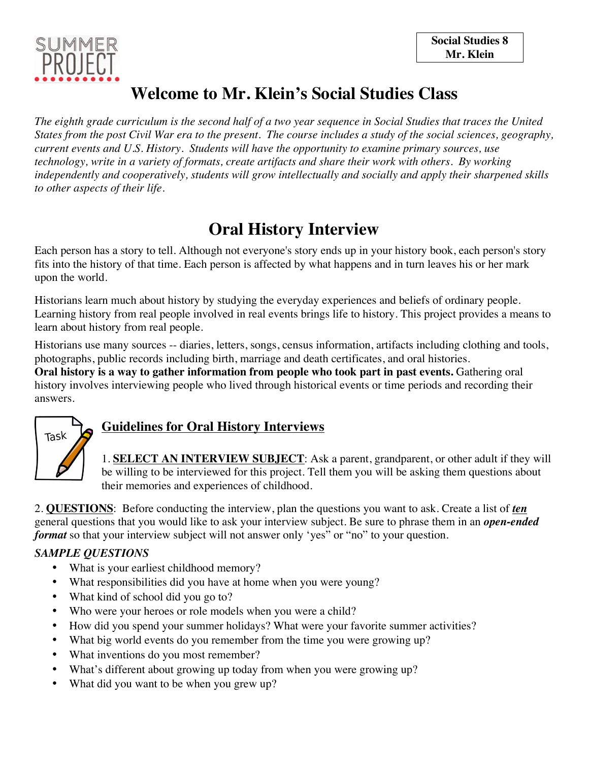SUMMER PROJECT

**Social Studies 8**
**Mr. Klein**

# Welcome to Mr. Klein's Social Studies Class

*The eighth grade curriculum is the second half of a two year sequence in Social Studies that traces the United States from the post Civil War era to the present. The course includes a study of the social sciences, geography, current events and U.S. History. Students will have the opportunity to examine primary sources, use technology, write in a variety of formats, create artifacts and share their work with others. By working independently and cooperatively, students will grow intellectually and socially and apply their sharpened skills to other aspects of their life.*

# Oral History Interview

Each person has a story to tell. Although not everyone's story ends up in your history book, each person's story fits into the history of that time. Each person is affected by what happens and in turn leaves his or her mark upon the world.

Historians learn much about history by studying the everyday experiences and beliefs of ordinary people. Learning history from real people involved in real events brings life to history. This project provides a means to learn about history from real people.

Historians use many sources -- diaries, letters, songs, census information, artifacts including clothing and tools, photographs, public records including birth, marriage and death certificates, and oral histories. **Oral history is a way to gather information from people who took part in past events.** Gathering oral history involves interviewing people who lived through historical events or time periods and recording their answers.

Task

## Guidelines for Oral History Interviews

1. **SELECT AN INTERVIEW SUBJECT**: Ask a parent, grandparent, or other adult if they will be willing to be interviewed for this project. Tell them you will be asking them questions about their memories and experiences of childhood.

2. **QUESTIONS**: Before conducting the interview, plan the questions you want to ask. Create a list of ***ten*** general questions that you would like to ask your interview subject. Be sure to phrase them in an ***open-ended format*** so that your interview subject will not answer only 'yes" or "no" to your question.

***SAMPLE QUESTIONS***

- What is your earliest childhood memory?
- What responsibilities did you have at home when you were young?
- What kind of school did you go to?
- Who were your heroes or role models when you were a child?
- How did you spend your summer holidays? What were your favorite summer activities?
- What big world events do you remember from the time you were growing up?
- What inventions do you most remember?
- What's different about growing up today from when you were growing up?
- What did you want to be when you grew up?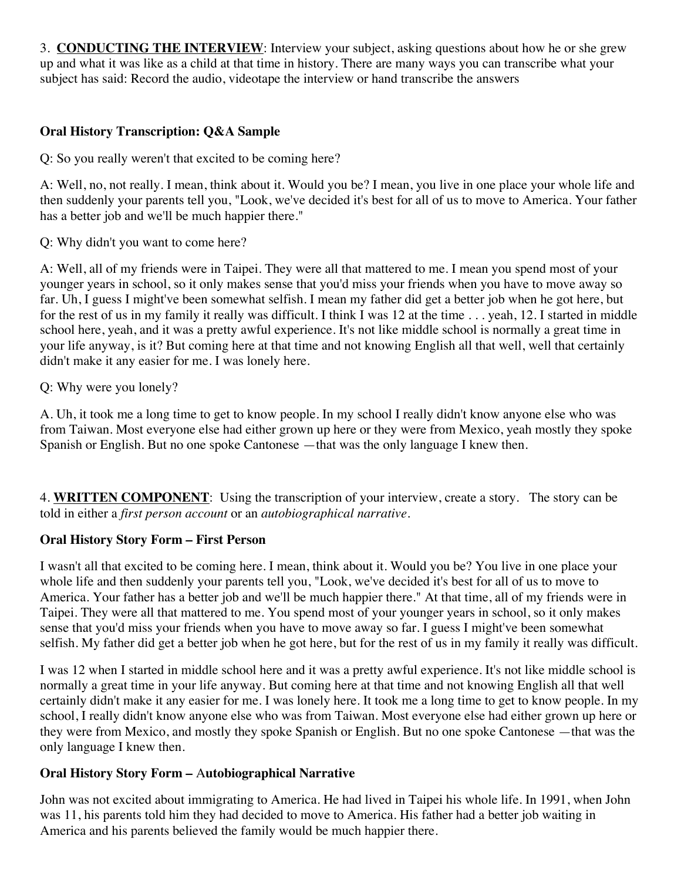3. **CONDUCTING THE INTERVIEW**: Interview your subject, asking questions about how he or she grew up and what it was like as a child at that time in history. There are many ways you can transcribe what your subject has said: Record the audio, videotape the interview or hand transcribe the answers

**Oral History Transcription: Q&A Sample**

Q: So you really weren't that excited to be coming here?

A: Well, no, not really. I mean, think about it. Would you be? I mean, you live in one place your whole life and then suddenly your parents tell you, "Look, we've decided it's best for all of us to move to America. Your father has a better job and we'll be much happier there."

Q: Why didn't you want to come here?

A: Well, all of my friends were in Taipei. They were all that mattered to me. I mean you spend most of your younger years in school, so it only makes sense that you'd miss your friends when you have to move away so far. Uh, I guess I might've been somewhat selfish. I mean my father did get a better job when he got here, but for the rest of us in my family it really was difficult. I think I was 12 at the time . . . yeah, 12. I started in middle school here, yeah, and it was a pretty awful experience. It's not like middle school is normally a great time in your life anyway, is it? But coming here at that time and not knowing English all that well, well that certainly didn't make it any easier for me. I was lonely here.

Q: Why were you lonely?

A. Uh, it took me a long time to get to know people. In my school I really didn't know anyone else who was from Taiwan. Most everyone else had either grown up here or they were from Mexico, yeah mostly they spoke Spanish or English. But no one spoke Cantonese —that was the only language I knew then.

4. **WRITTEN COMPONENT**: Using the transcription of your interview, create a story. The story can be told in either a *first person account* or an *autobiographical narrative*.

**Oral History Story Form – First Person**

I wasn't all that excited to be coming here. I mean, think about it. Would you be? You live in one place your whole life and then suddenly your parents tell you, "Look, we've decided it's best for all of us to move to America. Your father has a better job and we'll be much happier there." At that time, all of my friends were in Taipei. They were all that mattered to me. You spend most of your younger years in school, so it only makes sense that you'd miss your friends when you have to move away so far. I guess I might've been somewhat selfish. My father did get a better job when he got here, but for the rest of us in my family it really was difficult.

I was 12 when I started in middle school here and it was a pretty awful experience. It's not like middle school is normally a great time in your life anyway. But coming here at that time and not knowing English all that well certainly didn't make it any easier for me. I was lonely here. It took me a long time to get to know people. In my school, I really didn't know anyone else who was from Taiwan. Most everyone else had either grown up here or they were from Mexico, and mostly they spoke Spanish or English. But no one spoke Cantonese —that was the only language I knew then.

**Oral History Story Form – Autobiographical Narrative**

John was not excited about immigrating to America. He had lived in Taipei his whole life. In 1991, when John was 11, his parents told him they had decided to move to America. His father had a better job waiting in America and his parents believed the family would be much happier there.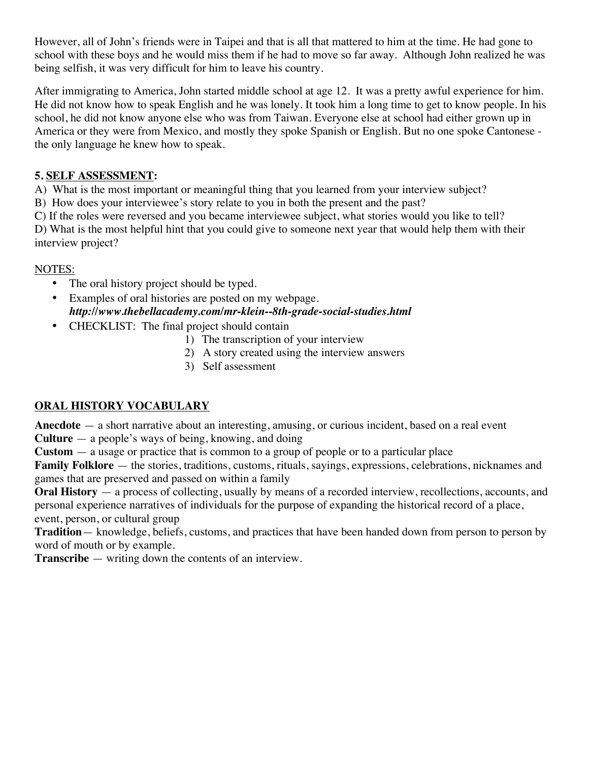However, all of John's friends were in Taipei and that is all that mattered to him at the time. He had gone to school with these boys and he would miss them if he had to move so far away. Although John realized he was being selfish, it was very difficult for him to leave his country.

After immigrating to America, John started middle school at age 12. It was a pretty awful experience for him. He did not know how to speak English and he was lonely. It took him a long time to get to know people. In his school, he did not know anyone else who was from Taiwan. Everyone else at school had either grown up in America or they were from Mexico, and mostly they spoke Spanish or English. But no one spoke Cantonese - the only language he knew how to speak.

### 5. SELF ASSESSMENT:

A) What is the most important or meaningful thing that you learned from your interview subject?
B) How does your interviewee's story relate to you in both the present and the past?
C) If the roles were reversed and you became interviewee subject, what stories would you like to tell?
D) What is the most helpful hint that you could give to someone next year that would help them with their interview project?

NOTES:

- The oral history project should be typed.
- Examples of oral histories are posted on my webpage.
  ***http://www.thebellacademy.com/mr-klein--8th-grade-social-studies.html***
- CHECKLIST: The final project should contain
  1) The transcription of your interview
  2) A story created using the interview answers
  3) Self assessment

### ORAL HISTORY VOCABULARY

**Anecdote** — a short narrative about an interesting, amusing, or curious incident, based on a real event
**Culture** — a people's ways of being, knowing, and doing
**Custom** — a usage or practice that is common to a group of people or to a particular place
**Family Folklore** — the stories, traditions, customs, rituals, sayings, expressions, celebrations, nicknames and games that are preserved and passed on within a family
**Oral History** — a process of collecting, usually by means of a recorded interview, recollections, accounts, and personal experience narratives of individuals for the purpose of expanding the historical record of a place, event, person, or cultural group
**Tradition**— knowledge, beliefs, customs, and practices that have been handed down from person to person by word of mouth or by example.
**Transcribe** — writing down the contents of an interview.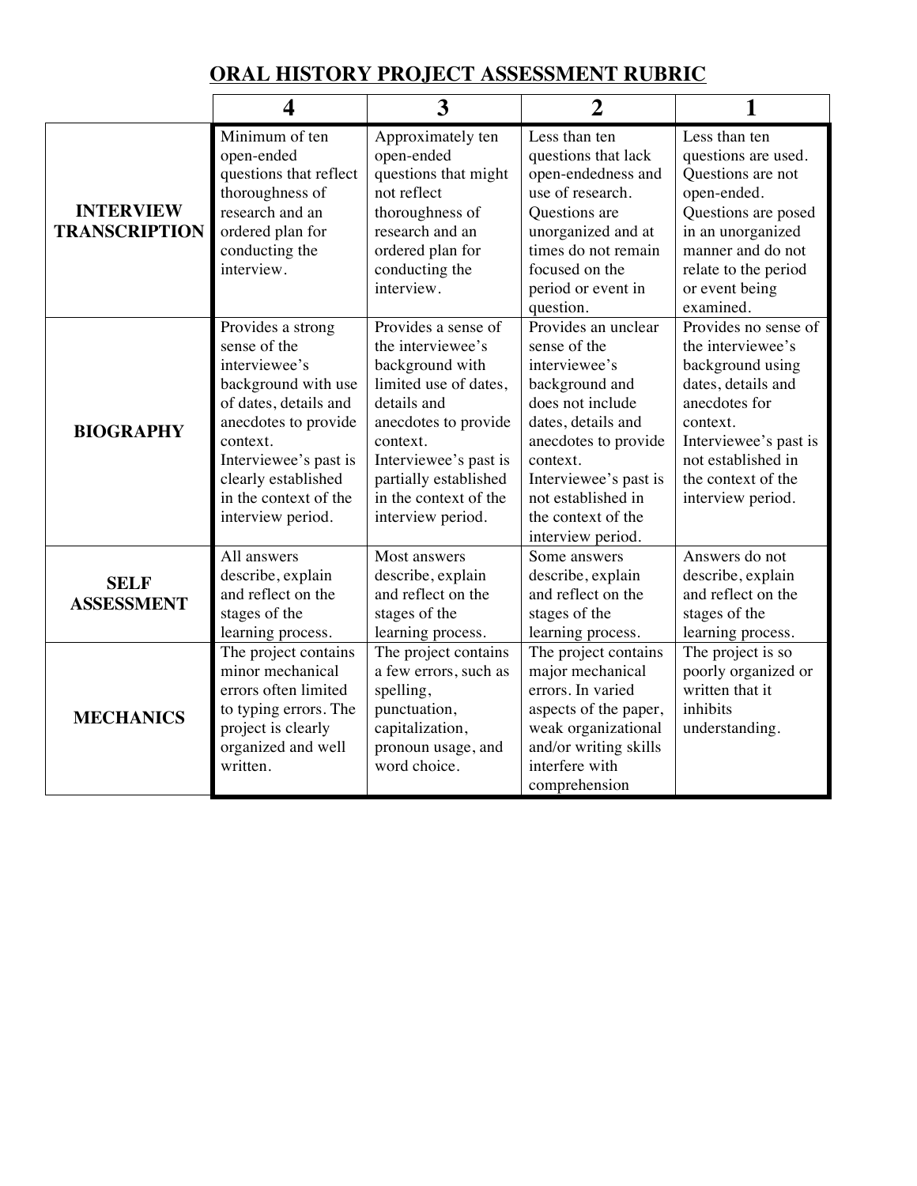# ORAL HISTORY PROJECT ASSESSMENT RUBRIC

| | 4 | 3 | 2 | 1 |
|---|---|---|---|---|
| **INTERVIEW TRANSCRIPTION** | Minimum of ten open-ended questions that reflect thoroughness of research and an ordered plan for conducting the interview. | Approximately ten open-ended questions that might not reflect thoroughness of research and an ordered plan for conducting the interview. | Less than ten questions that lack open-endedness and use of research. Questions are unorganized and at times do not remain focused on the period or event in question. | Less than ten questions are used. Questions are not open-ended. Questions are posed in an unorganized manner and do not relate to the period or event being examined. |
| **BIOGRAPHY** | Provides a strong sense of the interviewee's background with use of dates, details and anecdotes to provide context. Interviewee's past is clearly established in the context of the interview period. | Provides a sense of the interviewee's background with limited use of dates, details and anecdotes to provide context. Interviewee's past is partially established in the context of the interview period. | Provides an unclear sense of the interviewee's background and does not include dates, details and anecdotes to provide context. Interviewee's past is not established in the context of the interview period. | Provides no sense of the interviewee's background using dates, details and anecdotes for context. Interviewee's past is not established in the context of the interview period. |
| **SELF ASSESSMENT** | All answers describe, explain and reflect on the stages of the learning process. | Most answers describe, explain and reflect on the stages of the learning process. | Some answers describe, explain and reflect on the stages of the learning process. | Answers do not describe, explain and reflect on the stages of the learning process. |
| **MECHANICS** | The project contains minor mechanical errors often limited to typing errors. The project is clearly organized and well written. | The project contains a few errors, such as spelling, punctuation, capitalization, pronoun usage, and word choice. | The project contains major mechanical errors. In varied aspects of the paper, weak organizational and/or writing skills interfere with comprehension | The project is so poorly organized or written that it inhibits understanding. |